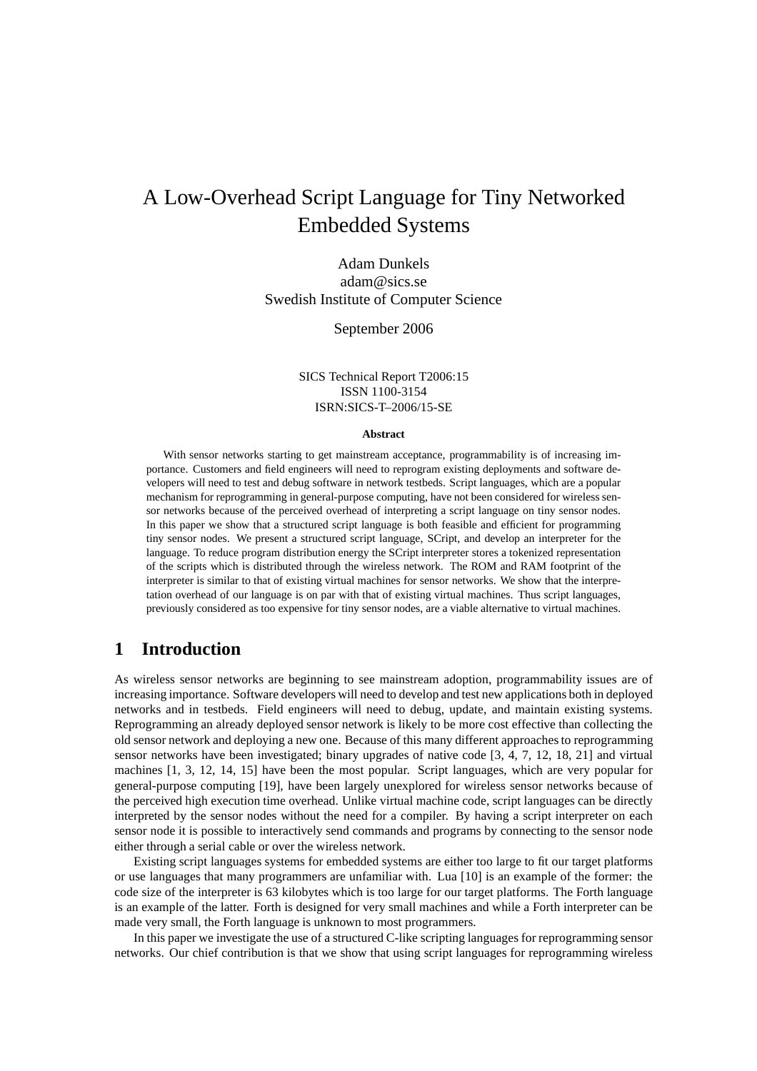# A Low-Overhead Script Language for Tiny Networked Embedded Systems

Adam Dunkels
adam@sics.se
Swedish Institute of Computer Science

September 2006

SICS Technical Report T2006:15
ISSN 1100-3154
ISRN:SICS-T–2006/15-SE

**Abstract**

With sensor networks starting to get mainstream acceptance, programmability is of increasing importance. Customers and field engineers will need to reprogram existing deployments and software developers will need to test and debug software in network testbeds. Script languages, which are a popular mechanism for reprogramming in general-purpose computing, have not been considered for wireless sensor networks because of the perceived overhead of interpreting a script language on tiny sensor nodes. In this paper we show that a structured script language is both feasible and efficient for programming tiny sensor nodes. We present a structured script language, SCript, and develop an interpreter for the language. To reduce program distribution energy the SCript interpreter stores a tokenized representation of the scripts which is distributed through the wireless network. The ROM and RAM footprint of the interpreter is similar to that of existing virtual machines for sensor networks. We show that the interpretation overhead of our language is on par with that of existing virtual machines. Thus script languages, previously considered as too expensive for tiny sensor nodes, are a viable alternative to virtual machines.

## 1 Introduction

As wireless sensor networks are beginning to see mainstream adoption, programmability issues are of increasing importance. Software developers will need to develop and test new applications both in deployed networks and in testbeds. Field engineers will need to debug, update, and maintain existing systems. Reprogramming an already deployed sensor network is likely to be more cost effective than collecting the old sensor network and deploying a new one. Because of this many different approaches to reprogramming sensor networks have been investigated; binary upgrades of native code [3, 4, 7, 12, 18, 21] and virtual machines [1, 3, 12, 14, 15] have been the most popular. Script languages, which are very popular for general-purpose computing [19], have been largely unexplored for wireless sensor networks because of the perceived high execution time overhead. Unlike virtual machine code, script languages can be directly interpreted by the sensor nodes without the need for a compiler. By having a script interpreter on each sensor node it is possible to interactively send commands and programs by connecting to the sensor node either through a serial cable or over the wireless network.

Existing script languages systems for embedded systems are either too large to fit our target platforms or use languages that many programmers are unfamiliar with. Lua [10] is an example of the former: the code size of the interpreter is 63 kilobytes which is too large for our target platforms. The Forth language is an example of the latter. Forth is designed for very small machines and while a Forth interpreter can be made very small, the Forth language is unknown to most programmers.

In this paper we investigate the use of a structured C-like scripting languages for reprogramming sensor networks. Our chief contribution is that we show that using script languages for reprogramming wireless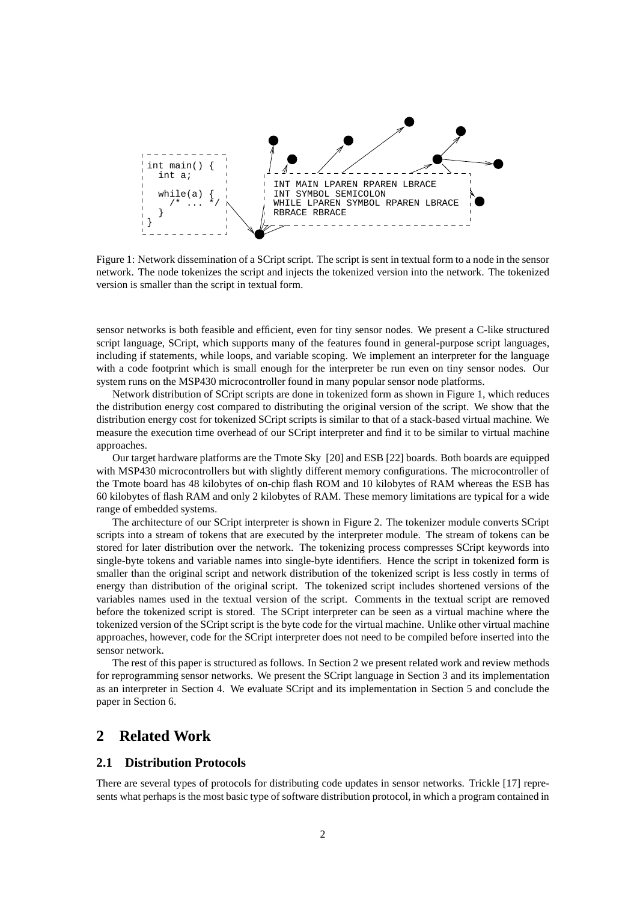```
int main() {
  int a;

  while(a) {
    /* ... */
  }
}
```

```
INT MAIN LPAREN RPAREN LBRACE
INT SYMBOL SEMICOLON
WHILE LPAREN SYMBOL RPAREN LBRACE
RBRACE RBRACE
```

Figure 1: Network dissemination of a SCript script. The script is sent in textual form to a node in the sensor network. The node tokenizes the script and injects the tokenized version into the network. The tokenized version is smaller than the script in textual form.

sensor networks is both feasible and efficient, even for tiny sensor nodes. We present a C-like structured script language, SCript, which supports many of the features found in general-purpose script languages, including if statements, while loops, and variable scoping. We implement an interpreter for the language with a code footprint which is small enough for the interpreter be run even on tiny sensor nodes. Our system runs on the MSP430 microcontroller found in many popular sensor node platforms.

Network distribution of SCript scripts are done in tokenized form as shown in Figure 1, which reduces the distribution energy cost compared to distributing the original version of the script. We show that the distribution energy cost for tokenized SCript scripts is similar to that of a stack-based virtual machine. We measure the execution time overhead of our SCript interpreter and find it to be similar to virtual machine approaches.

Our target hardware platforms are the Tmote Sky [20] and ESB [22] boards. Both boards are equipped with MSP430 microcontrollers but with slightly different memory configurations. The microcontroller of the Tmote board has 48 kilobytes of on-chip flash ROM and 10 kilobytes of RAM whereas the ESB has 60 kilobytes of flash RAM and only 2 kilobytes of RAM. These memory limitations are typical for a wide range of embedded systems.

The architecture of our SCript interpreter is shown in Figure 2. The tokenizer module converts SCript scripts into a stream of tokens that are executed by the interpreter module. The stream of tokens can be stored for later distribution over the network. The tokenizing process compresses SCript keywords into single-byte tokens and variable names into single-byte identifiers. Hence the script in tokenized form is smaller than the original script and network distribution of the tokenized script is less costly in terms of energy than distribution of the original script. The tokenized script includes shortened versions of the variables names used in the textual version of the script. Comments in the textual script are removed before the tokenized script is stored. The SCript interpreter can be seen as a virtual machine where the tokenized version of the SCript script is the byte code for the virtual machine. Unlike other virtual machine approaches, however, code for the SCript interpreter does not need to be compiled before inserted into the sensor network.

The rest of this paper is structured as follows. In Section 2 we present related work and review methods for reprogramming sensor networks. We present the SCript language in Section 3 and its implementation as an interpreter in Section 4. We evaluate SCript and its implementation in Section 5 and conclude the paper in Section 6.

# 2 Related Work

## 2.1 Distribution Protocols

There are several types of protocols for distributing code updates in sensor networks. Trickle [17] represents what perhaps is the most basic type of software distribution protocol, in which a program contained in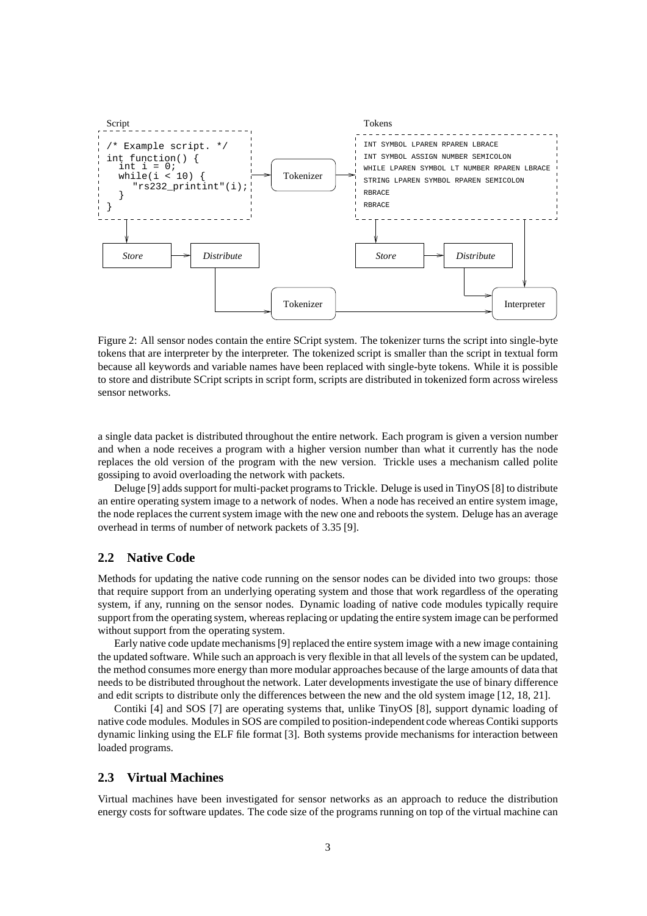```
/* Example script. */
int function() {
  int i = 0;
  while(i < 10) {
    "rs232_printint"(i);
  }
}
```

```
INT SYMBOL LPAREN RPAREN LBRACE
INT SYMBOL ASSIGN NUMBER SEMICOLON
WHILE LPAREN SYMBOL LT NUMBER RPAREN LBRACE
STRING LPAREN SYMBOL RPAREN SEMICOLON
RBRACE
RBRACE
```

Figure 2: All sensor nodes contain the entire SCript system. The tokenizer turns the script into single-byte tokens that are interpreter by the interpreter. The tokenized script is smaller than the script in textual form because all keywords and variable names have been replaced with single-byte tokens. While it is possible to store and distribute SCript scripts in script form, scripts are distributed in tokenized form across wireless sensor networks.

a single data packet is distributed throughout the entire network. Each program is given a version number and when a node receives a program with a higher version number than what it currently has the node replaces the old version of the program with the new version. Trickle uses a mechanism called polite gossiping to avoid overloading the network with packets.

Deluge [9] adds support for multi-packet programs to Trickle. Deluge is used in TinyOS [8] to distribute an entire operating system image to a network of nodes. When a node has received an entire system image, the node replaces the current system image with the new one and reboots the system. Deluge has an average overhead in terms of number of network packets of 3.35 [9].

## 2.2 Native Code

Methods for updating the native code running on the sensor nodes can be divided into two groups: those that require support from an underlying operating system and those that work regardless of the operating system, if any, running on the sensor nodes. Dynamic loading of native code modules typically require support from the operating system, whereas replacing or updating the entire system image can be performed without support from the operating system.

Early native code update mechanisms [9] replaced the entire system image with a new image containing the updated software. While such an approach is very flexible in that all levels of the system can be updated, the method consumes more energy than more modular approaches because of the large amounts of data that needs to be distributed throughout the network. Later developments investigate the use of binary difference and edit scripts to distribute only the differences between the new and the old system image [12, 18, 21].

Contiki [4] and SOS [7] are operating systems that, unlike TinyOS [8], support dynamic loading of native code modules. Modules in SOS are compiled to position-independent code whereas Contiki supports dynamic linking using the ELF file format [3]. Both systems provide mechanisms for interaction between loaded programs.

## 2.3 Virtual Machines

Virtual machines have been investigated for sensor networks as an approach to reduce the distribution energy costs for software updates. The code size of the programs running on top of the virtual machine can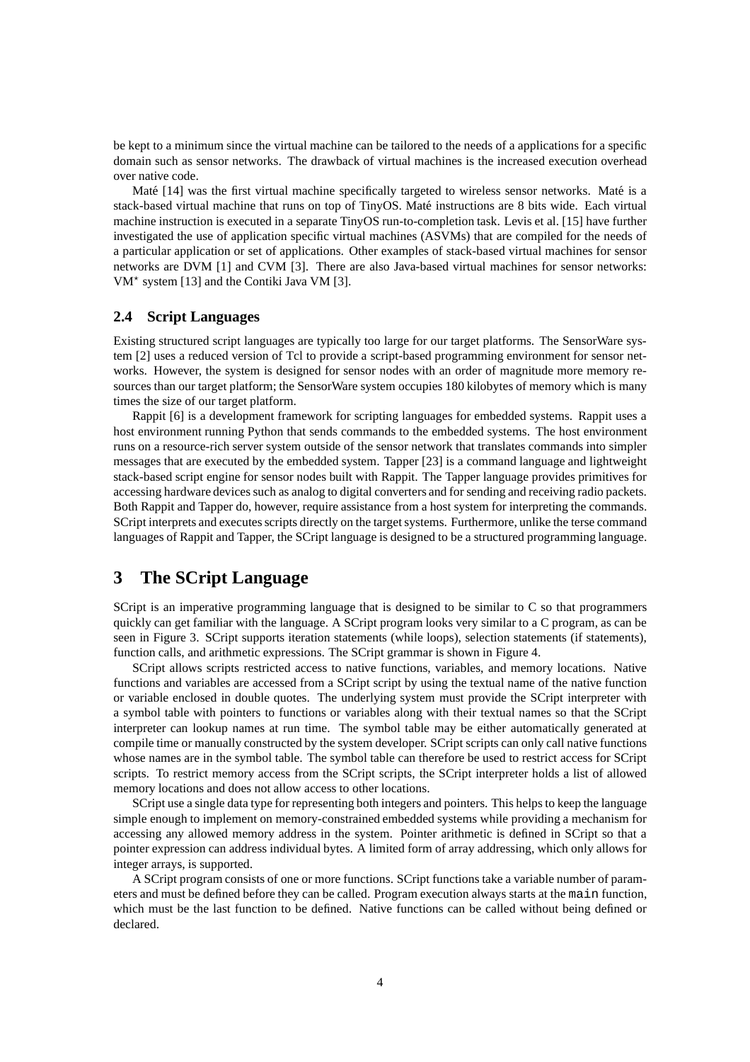be kept to a minimum since the virtual machine can be tailored to the needs of a applications for a specific domain such as sensor networks. The drawback of virtual machines is the increased execution overhead over native code.

Maté [14] was the first virtual machine specifically targeted to wireless sensor networks. Maté is a stack-based virtual machine that runs on top of TinyOS. Maté instructions are 8 bits wide. Each virtual machine instruction is executed in a separate TinyOS run-to-completion task. Levis et al. [15] have further investigated the use of application specific virtual machines (ASVMs) that are compiled for the needs of a particular application or set of applications. Other examples of stack-based virtual machines for sensor networks are DVM [1] and CVM [3]. There are also Java-based virtual machines for sensor networks: VM* system [13] and the Contiki Java VM [3].

### 2.4 Script Languages

Existing structured script languages are typically too large for our target platforms. The SensorWare system [2] uses a reduced version of Tcl to provide a script-based programming environment for sensor networks. However, the system is designed for sensor nodes with an order of magnitude more memory resources than our target platform; the SensorWare system occupies 180 kilobytes of memory which is many times the size of our target platform.

Rappit [6] is a development framework for scripting languages for embedded systems. Rappit uses a host environment running Python that sends commands to the embedded systems. The host environment runs on a resource-rich server system outside of the sensor network that translates commands into simpler messages that are executed by the embedded system. Tapper [23] is a command language and lightweight stack-based script engine for sensor nodes built with Rappit. The Tapper language provides primitives for accessing hardware devices such as analog to digital converters and for sending and receiving radio packets. Both Rappit and Tapper do, however, require assistance from a host system for interpreting the commands. SCript interprets and executes scripts directly on the target systems. Furthermore, unlike the terse command languages of Rappit and Tapper, the SCript language is designed to be a structured programming language.

## 3 The SCript Language

SCript is an imperative programming language that is designed to be similar to C so that programmers quickly can get familiar with the language. A SCript program looks very similar to a C program, as can be seen in Figure 3. SCript supports iteration statements (while loops), selection statements (if statements), function calls, and arithmetic expressions. The SCript grammar is shown in Figure 4.

SCript allows scripts restricted access to native functions, variables, and memory locations. Native functions and variables are accessed from a SCript script by using the textual name of the native function or variable enclosed in double quotes. The underlying system must provide the SCript interpreter with a symbol table with pointers to functions or variables along with their textual names so that the SCript interpreter can lookup names at run time. The symbol table may be either automatically generated at compile time or manually constructed by the system developer. SCript scripts can only call native functions whose names are in the symbol table. The symbol table can therefore be used to restrict access for SCript scripts. To restrict memory access from the SCript scripts, the SCript interpreter holds a list of allowed memory locations and does not allow access to other locations.

SCript use a single data type for representing both integers and pointers. This helps to keep the language simple enough to implement on memory-constrained embedded systems while providing a mechanism for accessing any allowed memory address in the system. Pointer arithmetic is defined in SCript so that a pointer expression can address individual bytes. A limited form of array addressing, which only allows for integer arrays, is supported.

A SCript program consists of one or more functions. SCript functions take a variable number of parameters and must be defined before they can be called. Program execution always starts at the `main` function, which must be the last function to be defined. Native functions can be called without being defined or declared.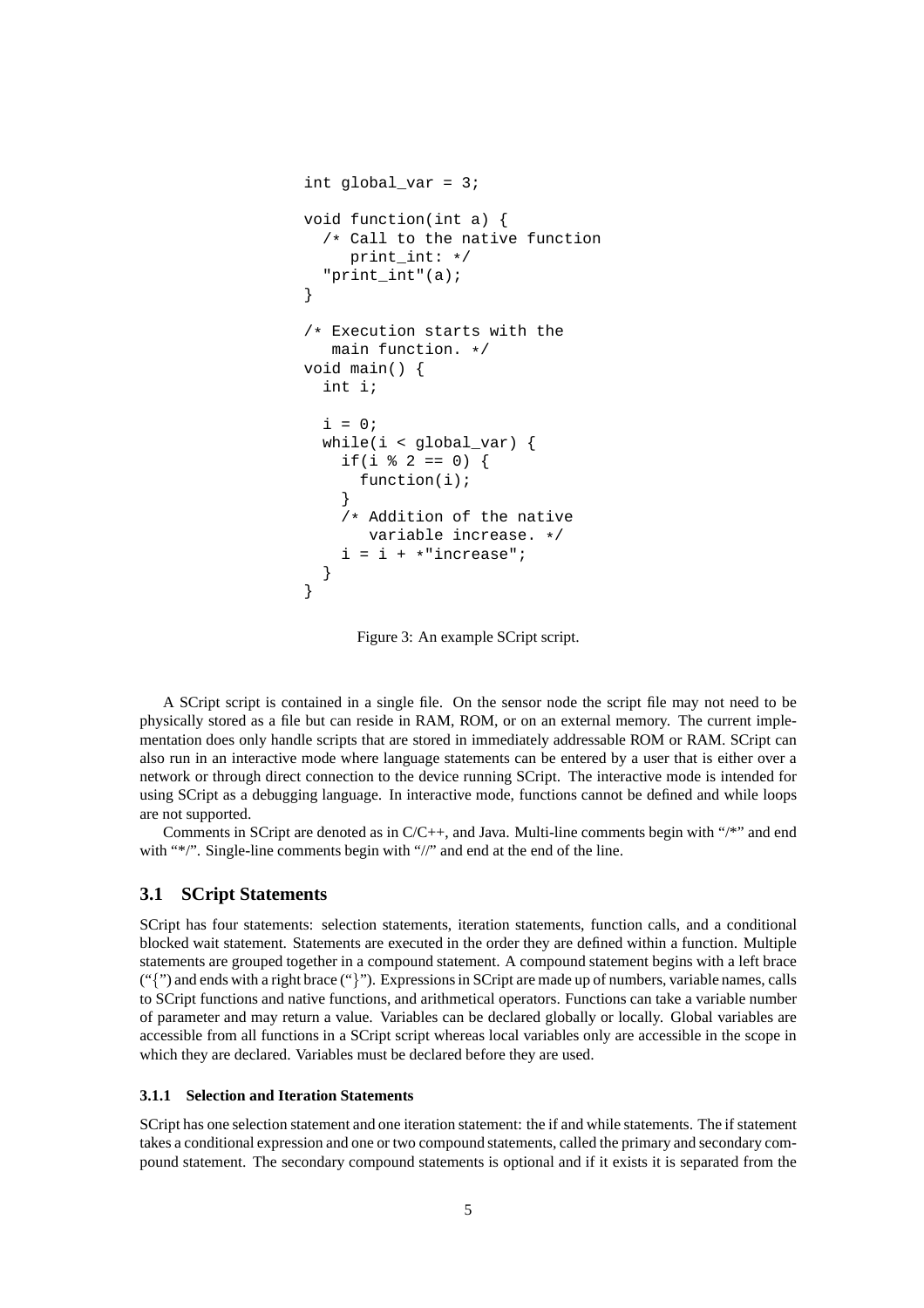```
int global_var = 3;

void function(int a) {
  /* Call to the native function
     print_int: */
  "print_int"(a);
}

/* Execution starts with the
   main function. */
void main() {
  int i;

  i = 0;
  while(i < global_var) {
    if(i % 2 == 0) {
      function(i);
    }
    /* Addition of the native
       variable increase. */
    i = i + *"increase";
  }
}
```

Figure 3: An example SCript script.

A SCript script is contained in a single file. On the sensor node the script file may not need to be physically stored as a file but can reside in RAM, ROM, or on an external memory. The current implementation does only handle scripts that are stored in immediately addressable ROM or RAM. SCript can also run in an interactive mode where language statements can be entered by a user that is either over a network or through direct connection to the device running SCript. The interactive mode is intended for using SCript as a debugging language. In interactive mode, functions cannot be defined and while loops are not supported.

Comments in SCript are denoted as in C/C++, and Java. Multi-line comments begin with "/*" and end with "*/". Single-line comments begin with "//" and end at the end of the line.

## 3.1 SCript Statements

SCript has four statements: selection statements, iteration statements, function calls, and a conditional blocked wait statement. Statements are executed in the order they are defined within a function. Multiple statements are grouped together in a compound statement. A compound statement begins with a left brace ("{") and ends with a right brace ("}"). Expressions in SCript are made up of numbers, variable names, calls to SCript functions and native functions, and arithmetical operators. Functions can take a variable number of parameter and may return a value. Variables can be declared globally or locally. Global variables are accessible from all functions in a SCript script whereas local variables only are accessible in the scope in which they are declared. Variables must be declared before they are used.

### 3.1.1 Selection and Iteration Statements

SCript has one selection statement and one iteration statement: the if and while statements. The if statement takes a conditional expression and one or two compound statements, called the primary and secondary compound statement. The secondary compound statements is optional and if it exists it is separated from the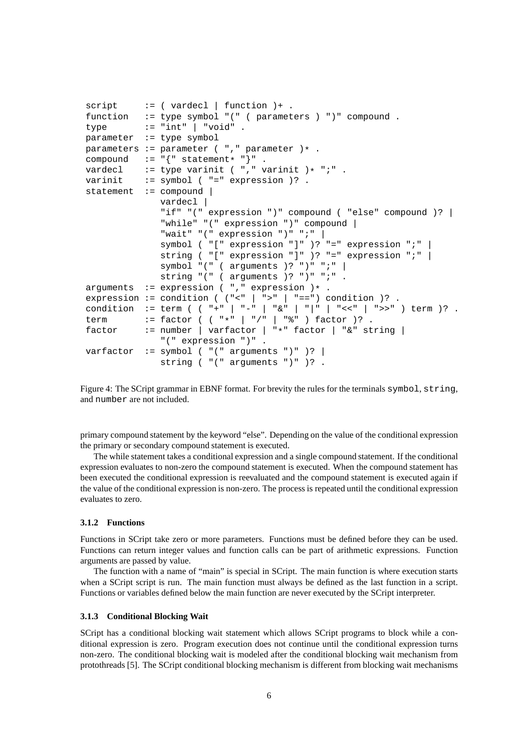```
script     := ( vardecl | function )+ .
function   := type symbol "(" ( parameters ) ")" compound .
type       := "int" | "void" .
parameter  := type symbol
parameters := parameter ( "," parameter )* .
compound   := "{" statement* "}" .
vardecl    := type varinit ( "," varinit )* ";" .
varinit    := symbol ( "=" expression )? .
statement  := compound |
              vardecl |
              "if" "(" expression ")" compound ( "else" compound )? |
              "while" "(" expression ")" compound |
              "wait" "(" expression ")" ";" |
              symbol ( "[" expression "]" )? "=" expression ";" |
              string ( "[" expression "]" )? "=" expression ";" |
              symbol "(" ( arguments )? ")" ";" |
              string "(" ( arguments )? ")" ";" .
arguments  := expression ( "," expression )* .
expression := condition ( ("<" | ">" | "==") condition )? .
condition  := term ( ( "+" | "-" | "&" | "|" | "<<" | ">>" ) term )? .
term       := factor ( ( "*" | "/" | "%" ) factor )? .
factor     := number | varfactor | "*" factor | "&" string |
              "(" expression ")" .
varfactor  := symbol ( "(" arguments ")" )? |
              string ( "(" arguments ")" )? .
```

Figure 4: The SCript grammar in EBNF format. For brevity the rules for the terminals symbol, string, and number are not included.

primary compound statement by the keyword "else". Depending on the value of the conditional expression the primary or secondary compound statement is executed.

The while statement takes a conditional expression and a single compound statement. If the conditional expression evaluates to non-zero the compound statement is executed. When the compound statement has been executed the conditional expression is reevaluated and the compound statement is executed again if the value of the conditional expression is non-zero. The process is repeated until the conditional expression evaluates to zero.

#### 3.1.2 Functions

Functions in SCript take zero or more parameters. Functions must be defined before they can be used. Functions can return integer values and function calls can be part of arithmetic expressions. Function arguments are passed by value.

The function with a name of "main" is special in SCript. The main function is where execution starts when a SCript script is run. The main function must always be defined as the last function in a script. Functions or variables defined below the main function are never executed by the SCript interpreter.

#### 3.1.3 Conditional Blocking Wait

SCript has a conditional blocking wait statement which allows SCript programs to block while a conditional expression is zero. Program execution does not continue until the conditional expression turns non-zero. The conditional blocking wait is modeled after the conditional blocking wait mechanism from protothreads [5]. The SCript conditional blocking mechanism is different from blocking wait mechanisms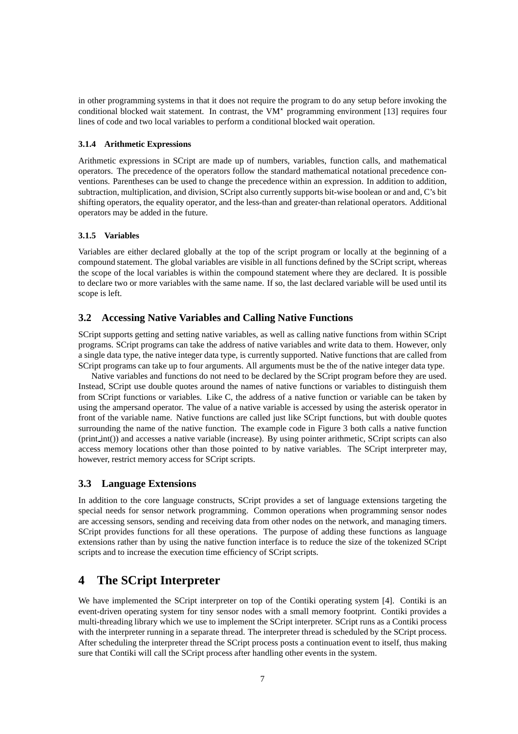in other programming systems in that it does not require the program to do any setup before invoking the conditional blocked wait statement. In contrast, the VM$^\star$ programming environment [13] requires four lines of code and two local variables to perform a conditional blocked wait operation.

#### 3.1.4 Arithmetic Expressions

Arithmetic expressions in SCript are made up of numbers, variables, function calls, and mathematical operators. The precedence of the operators follow the standard mathematical notational precedence conventions. Parentheses can be used to change the precedence within an expression. In addition to addition, subtraction, multiplication, and division, SCript also currently supports bit-wise boolean or and and, C's bit shifting operators, the equality operator, and the less-than and greater-than relational operators. Additional operators may be added in the future.

#### 3.1.5 Variables

Variables are either declared globally at the top of the script program or locally at the beginning of a compound statement. The global variables are visible in all functions defined by the SCript script, whereas the scope of the local variables is within the compound statement where they are declared. It is possible to declare two or more variables with the same name. If so, the last declared variable will be used until its scope is left.

### 3.2 Accessing Native Variables and Calling Native Functions

SCript supports getting and setting native variables, as well as calling native functions from within SCript programs. SCript programs can take the address of native variables and write data to them. However, only a single data type, the native integer data type, is currently supported. Native functions that are called from SCript programs can take up to four arguments. All arguments must be the of the native integer data type.

Native variables and functions do not need to be declared by the SCript program before they are used. Instead, SCript use double quotes around the names of native functions or variables to distinguish them from SCript functions or variables. Like C, the address of a native function or variable can be taken by using the ampersand operator. The value of a native variable is accessed by using the asterisk operator in front of the variable name. Native functions are called just like SCript functions, but with double quotes surrounding the name of the native function. The example code in Figure 3 both calls a native function (print_int()) and accesses a native variable (increase). By using pointer arithmetic, SCript scripts can also access memory locations other than those pointed to by native variables. The SCript interpreter may, however, restrict memory access for SCript scripts.

### 3.3 Language Extensions

In addition to the core language constructs, SCript provides a set of language extensions targeting the special needs for sensor network programming. Common operations when programming sensor nodes are accessing sensors, sending and receiving data from other nodes on the network, and managing timers. SCript provides functions for all these operations. The purpose of adding these functions as language extensions rather than by using the native function interface is to reduce the size of the tokenized SCript scripts and to increase the execution time efficiency of SCript scripts.

## 4 The SCript Interpreter

We have implemented the SCript interpreter on top of the Contiki operating system [4]. Contiki is an event-driven operating system for tiny sensor nodes with a small memory footprint. Contiki provides a multi-threading library which we use to implement the SCript interpreter. SCript runs as a Contiki process with the interpreter running in a separate thread. The interpreter thread is scheduled by the SCript process. After scheduling the interpreter thread the SCript process posts a continuation event to itself, thus making sure that Contiki will call the SCript process after handling other events in the system.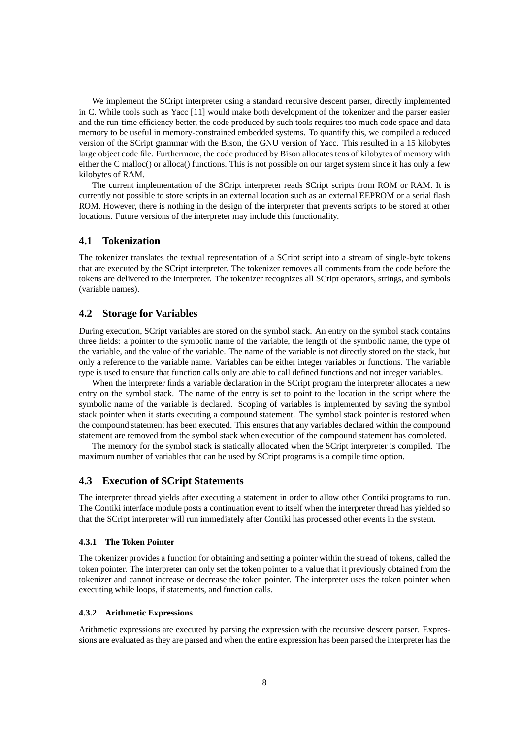We implement the SCript interpreter using a standard recursive descent parser, directly implemented in C. While tools such as Yacc [11] would make both development of the tokenizer and the parser easier and the run-time efficiency better, the code produced by such tools requires too much code space and data memory to be useful in memory-constrained embedded systems. To quantify this, we compiled a reduced version of the SCript grammar with the Bison, the GNU version of Yacc. This resulted in a 15 kilobytes large object code file. Furthermore, the code produced by Bison allocates tens of kilobytes of memory with either the C malloc() or alloca() functions. This is not possible on our target system since it has only a few kilobytes of RAM.

The current implementation of the SCript interpreter reads SCript scripts from ROM or RAM. It is currently not possible to store scripts in an external location such as an external EEPROM or a serial flash ROM. However, there is nothing in the design of the interpreter that prevents scripts to be stored at other locations. Future versions of the interpreter may include this functionality.

## 4.1 Tokenization

The tokenizer translates the textual representation of a SCript script into a stream of single-byte tokens that are executed by the SCript interpreter. The tokenizer removes all comments from the code before the tokens are delivered to the interpreter. The tokenizer recognizes all SCript operators, strings, and symbols (variable names).

## 4.2 Storage for Variables

During execution, SCript variables are stored on the symbol stack. An entry on the symbol stack contains three fields: a pointer to the symbolic name of the variable, the length of the symbolic name, the type of the variable, and the value of the variable. The name of the variable is not directly stored on the stack, but only a reference to the variable name. Variables can be either integer variables or functions. The variable type is used to ensure that function calls only are able to call defined functions and not integer variables.

When the interpreter finds a variable declaration in the SCript program the interpreter allocates a new entry on the symbol stack. The name of the entry is set to point to the location in the script where the symbolic name of the variable is declared. Scoping of variables is implemented by saving the symbol stack pointer when it starts executing a compound statement. The symbol stack pointer is restored when the compound statement has been executed. This ensures that any variables declared within the compound statement are removed from the symbol stack when execution of the compound statement has completed.

The memory for the symbol stack is statically allocated when the SCript interpreter is compiled. The maximum number of variables that can be used by SCript programs is a compile time option.

## 4.3 Execution of SCript Statements

The interpreter thread yields after executing a statement in order to allow other Contiki programs to run. The Contiki interface module posts a continuation event to itself when the interpreter thread has yielded so that the SCript interpreter will run immediately after Contiki has processed other events in the system.

### 4.3.1 The Token Pointer

The tokenizer provides a function for obtaining and setting a pointer within the stread of tokens, called the token pointer. The interpreter can only set the token pointer to a value that it previously obtained from the tokenizer and cannot increase or decrease the token pointer. The interpreter uses the token pointer when executing while loops, if statements, and function calls.

### 4.3.2 Arithmetic Expressions

Arithmetic expressions are executed by parsing the expression with the recursive descent parser. Expressions are evaluated as they are parsed and when the entire expression has been parsed the interpreter has the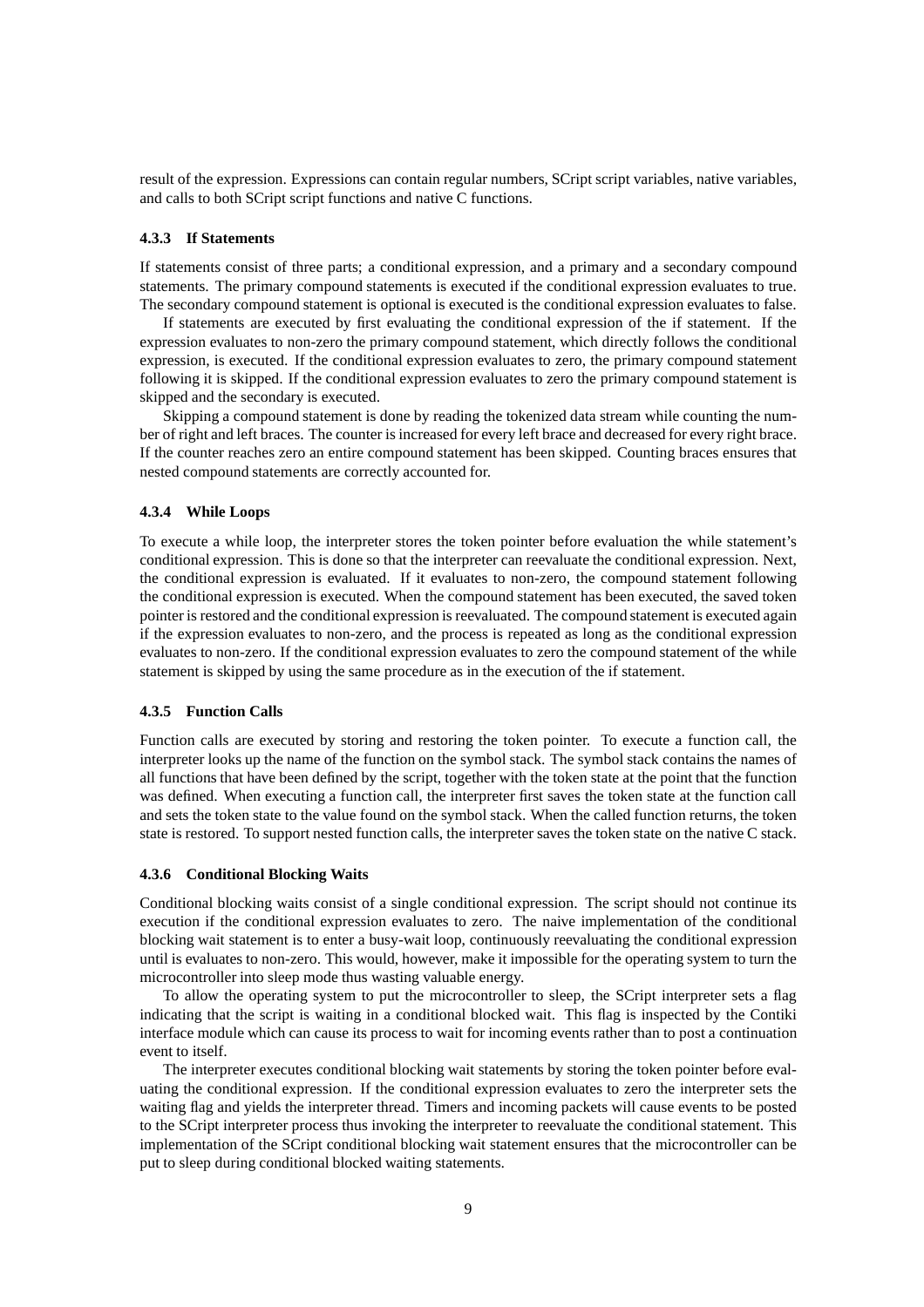result of the expression. Expressions can contain regular numbers, SCript script variables, native variables, and calls to both SCript script functions and native C functions.

#### 4.3.3 If Statements

If statements consist of three parts; a conditional expression, and a primary and a secondary compound statements. The primary compound statements is executed if the conditional expression evaluates to true. The secondary compound statement is optional is executed is the conditional expression evaluates to false.

If statements are executed by first evaluating the conditional expression of the if statement. If the expression evaluates to non-zero the primary compound statement, which directly follows the conditional expression, is executed. If the conditional expression evaluates to zero, the primary compound statement following it is skipped. If the conditional expression evaluates to zero the primary compound statement is skipped and the secondary is executed.

Skipping a compound statement is done by reading the tokenized data stream while counting the number of right and left braces. The counter is increased for every left brace and decreased for every right brace. If the counter reaches zero an entire compound statement has been skipped. Counting braces ensures that nested compound statements are correctly accounted for.

#### 4.3.4 While Loops

To execute a while loop, the interpreter stores the token pointer before evaluation the while statement's conditional expression. This is done so that the interpreter can reevaluate the conditional expression. Next, the conditional expression is evaluated. If it evaluates to non-zero, the compound statement following the conditional expression is executed. When the compound statement has been executed, the saved token pointer is restored and the conditional expression is reevaluated. The compound statement is executed again if the expression evaluates to non-zero, and the process is repeated as long as the conditional expression evaluates to non-zero. If the conditional expression evaluates to zero the compound statement of the while statement is skipped by using the same procedure as in the execution of the if statement.

#### 4.3.5 Function Calls

Function calls are executed by storing and restoring the token pointer. To execute a function call, the interpreter looks up the name of the function on the symbol stack. The symbol stack contains the names of all functions that have been defined by the script, together with the token state at the point that the function was defined. When executing a function call, the interpreter first saves the token state at the function call and sets the token state to the value found on the symbol stack. When the called function returns, the token state is restored. To support nested function calls, the interpreter saves the token state on the native C stack.

#### 4.3.6 Conditional Blocking Waits

Conditional blocking waits consist of a single conditional expression. The script should not continue its execution if the conditional expression evaluates to zero. The naive implementation of the conditional blocking wait statement is to enter a busy-wait loop, continuously reevaluating the conditional expression until is evaluates to non-zero. This would, however, make it impossible for the operating system to turn the microcontroller into sleep mode thus wasting valuable energy.

To allow the operating system to put the microcontroller to sleep, the SCript interpreter sets a flag indicating that the script is waiting in a conditional blocked wait. This flag is inspected by the Contiki interface module which can cause its process to wait for incoming events rather than to post a continuation event to itself.

The interpreter executes conditional blocking wait statements by storing the token pointer before evaluating the conditional expression. If the conditional expression evaluates to zero the interpreter sets the waiting flag and yields the interpreter thread. Timers and incoming packets will cause events to be posted to the SCript interpreter process thus invoking the interpreter to reevaluate the conditional statement. This implementation of the SCript conditional blocking wait statement ensures that the microcontroller can be put to sleep during conditional blocked waiting statements.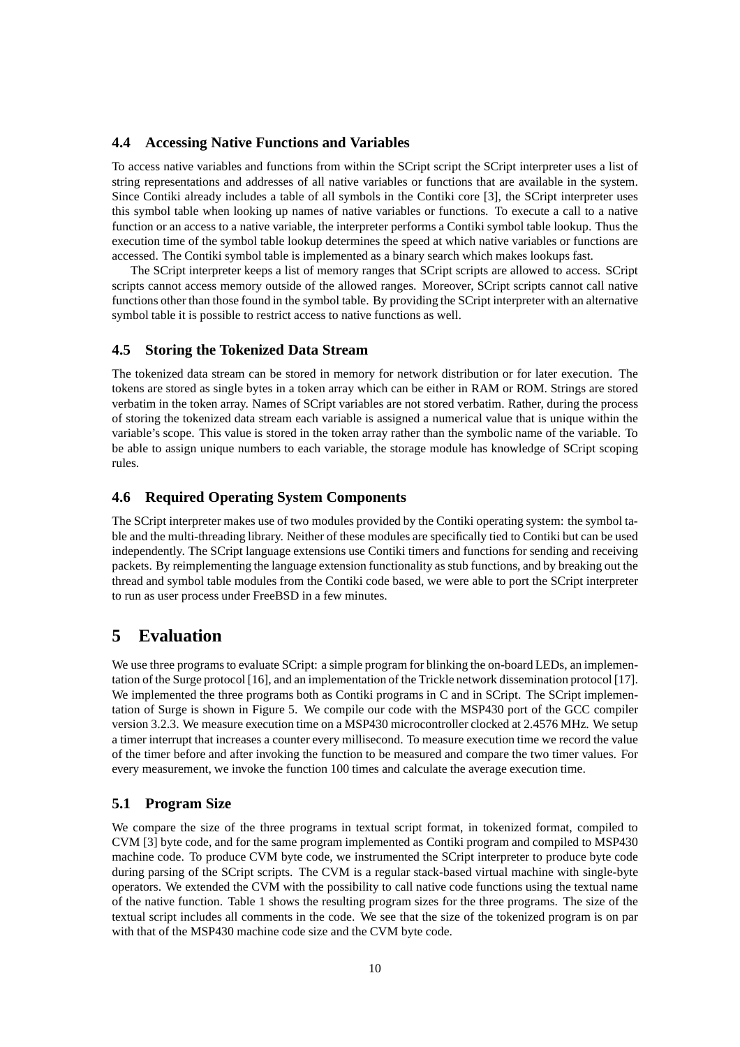### 4.4 Accessing Native Functions and Variables

To access native variables and functions from within the SCript script the SCript interpreter uses a list of string representations and addresses of all native variables or functions that are available in the system. Since Contiki already includes a table of all symbols in the Contiki core [3], the SCript interpreter uses this symbol table when looking up names of native variables or functions. To execute a call to a native function or an access to a native variable, the interpreter performs a Contiki symbol table lookup. Thus the execution time of the symbol table lookup determines the speed at which native variables or functions are accessed. The Contiki symbol table is implemented as a binary search which makes lookups fast.

The SCript interpreter keeps a list of memory ranges that SCript scripts are allowed to access. SCript scripts cannot access memory outside of the allowed ranges. Moreover, SCript scripts cannot call native functions other than those found in the symbol table. By providing the SCript interpreter with an alternative symbol table it is possible to restrict access to native functions as well.

### 4.5 Storing the Tokenized Data Stream

The tokenized data stream can be stored in memory for network distribution or for later execution. The tokens are stored as single bytes in a token array which can be either in RAM or ROM. Strings are stored verbatim in the token array. Names of SCript variables are not stored verbatim. Rather, during the process of storing the tokenized data stream each variable is assigned a numerical value that is unique within the variable's scope. This value is stored in the token array rather than the symbolic name of the variable. To be able to assign unique numbers to each variable, the storage module has knowledge of SCript scoping rules.

### 4.6 Required Operating System Components

The SCript interpreter makes use of two modules provided by the Contiki operating system: the symbol table and the multi-threading library. Neither of these modules are specifically tied to Contiki but can be used independently. The SCript language extensions use Contiki timers and functions for sending and receiving packets. By reimplementing the language extension functionality as stub functions, and by breaking out the thread and symbol table modules from the Contiki code based, we were able to port the SCript interpreter to run as user process under FreeBSD in a few minutes.

## 5 Evaluation

We use three programs to evaluate SCript: a simple program for blinking the on-board LEDs, an implementation of the Surge protocol [16], and an implementation of the Trickle network dissemination protocol [17]. We implemented the three programs both as Contiki programs in C and in SCript. The SCript implementation of Surge is shown in Figure 5. We compile our code with the MSP430 port of the GCC compiler version 3.2.3. We measure execution time on a MSP430 microcontroller clocked at 2.4576 MHz. We setup a timer interrupt that increases a counter every millisecond. To measure execution time we record the value of the timer before and after invoking the function to be measured and compare the two timer values. For every measurement, we invoke the function 100 times and calculate the average execution time.

### 5.1 Program Size

We compare the size of the three programs in textual script format, in tokenized format, compiled to CVM [3] byte code, and for the same program implemented as Contiki program and compiled to MSP430 machine code. To produce CVM byte code, we instrumented the SCript interpreter to produce byte code during parsing of the SCript scripts. The CVM is a regular stack-based virtual machine with single-byte operators. We extended the CVM with the possibility to call native code functions using the textual name of the native function. Table 1 shows the resulting program sizes for the three programs. The size of the textual script includes all comments in the code. We see that the size of the tokenized program is on par with that of the MSP430 machine code size and the CVM byte code.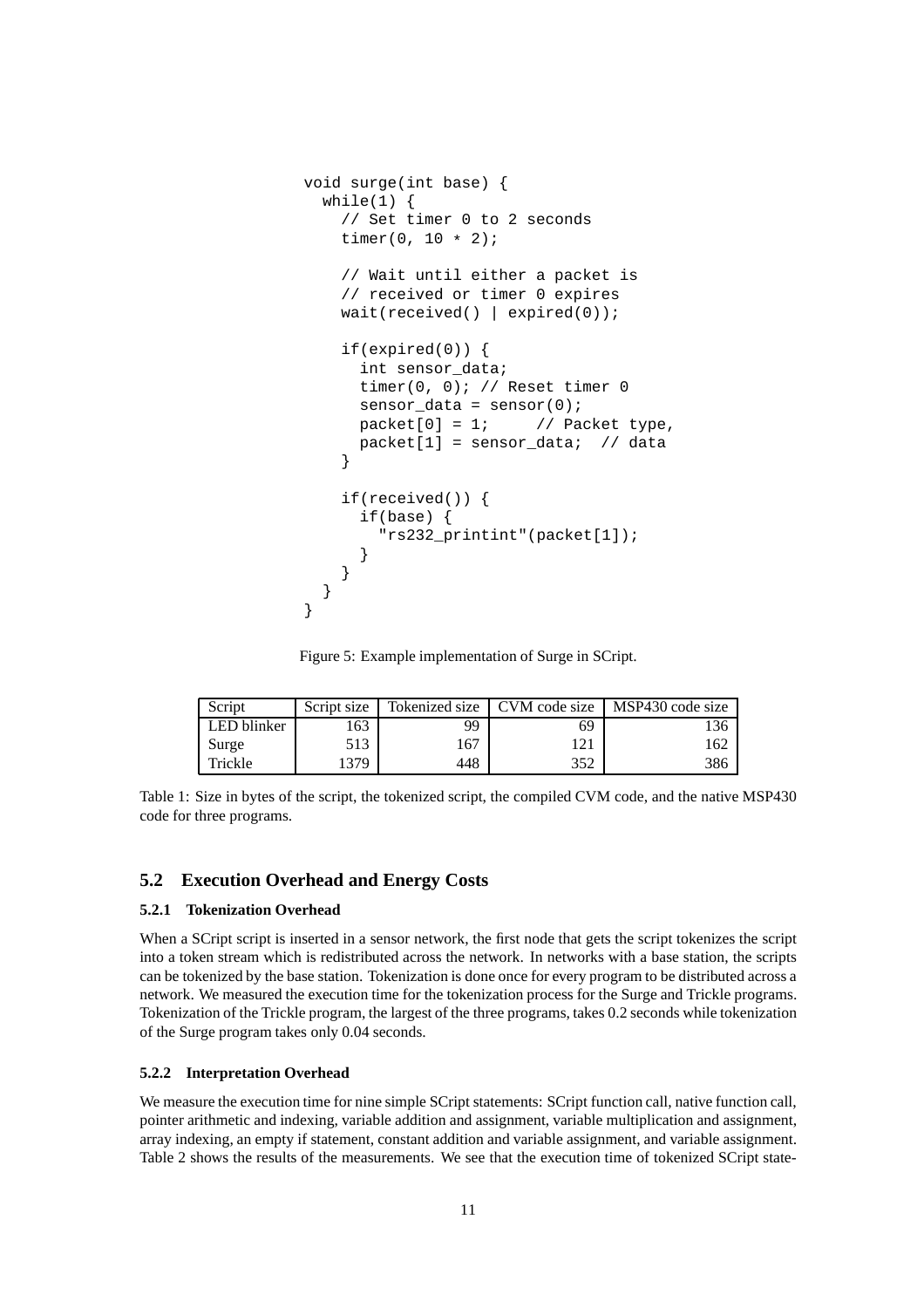```
void surge(int base) {
  while(1) {
    // Set timer 0 to 2 seconds
    timer(0, 10 * 2);

    // Wait until either a packet is
    // received or timer 0 expires
    wait(received() | expired(0));

    if(expired(0)) {
      int sensor_data;
      timer(0, 0); // Reset timer 0
      sensor_data = sensor(0);
      packet[0] = 1;     // Packet type,
      packet[1] = sensor_data;  // data
    }

    if(received()) {
      if(base) {
        "rs232_printint"(packet[1]);
      }
    }
  }
}
```

Figure 5: Example implementation of Surge in SCript.

| Script | Script size | Tokenized size | CVM code size | MSP430 code size |
|---|---|---|---|---|
| LED blinker | 163 | 99 | 69 | 136 |
| Surge | 513 | 167 | 121 | 162 |
| Trickle | 1379 | 448 | 352 | 386 |

Table 1: Size in bytes of the script, the tokenized script, the compiled CVM code, and the native MSP430 code for three programs.

## 5.2 Execution Overhead and Energy Costs

### 5.2.1 Tokenization Overhead

When a SCript script is inserted in a sensor network, the first node that gets the script tokenizes the script into a token stream which is redistributed across the network. In networks with a base station, the scripts can be tokenized by the base station. Tokenization is done once for every program to be distributed across a network. We measured the execution time for the tokenization process for the Surge and Trickle programs. Tokenization of the Trickle program, the largest of the three programs, takes 0.2 seconds while tokenization of the Surge program takes only 0.04 seconds.

### 5.2.2 Interpretation Overhead

We measure the execution time for nine simple SCript statements: SCript function call, native function call, pointer arithmetic and indexing, variable addition and assignment, variable multiplication and assignment, array indexing, an empty if statement, constant addition and variable assignment, and variable assignment. Table 2 shows the results of the measurements. We see that the execution time of tokenized SCript state-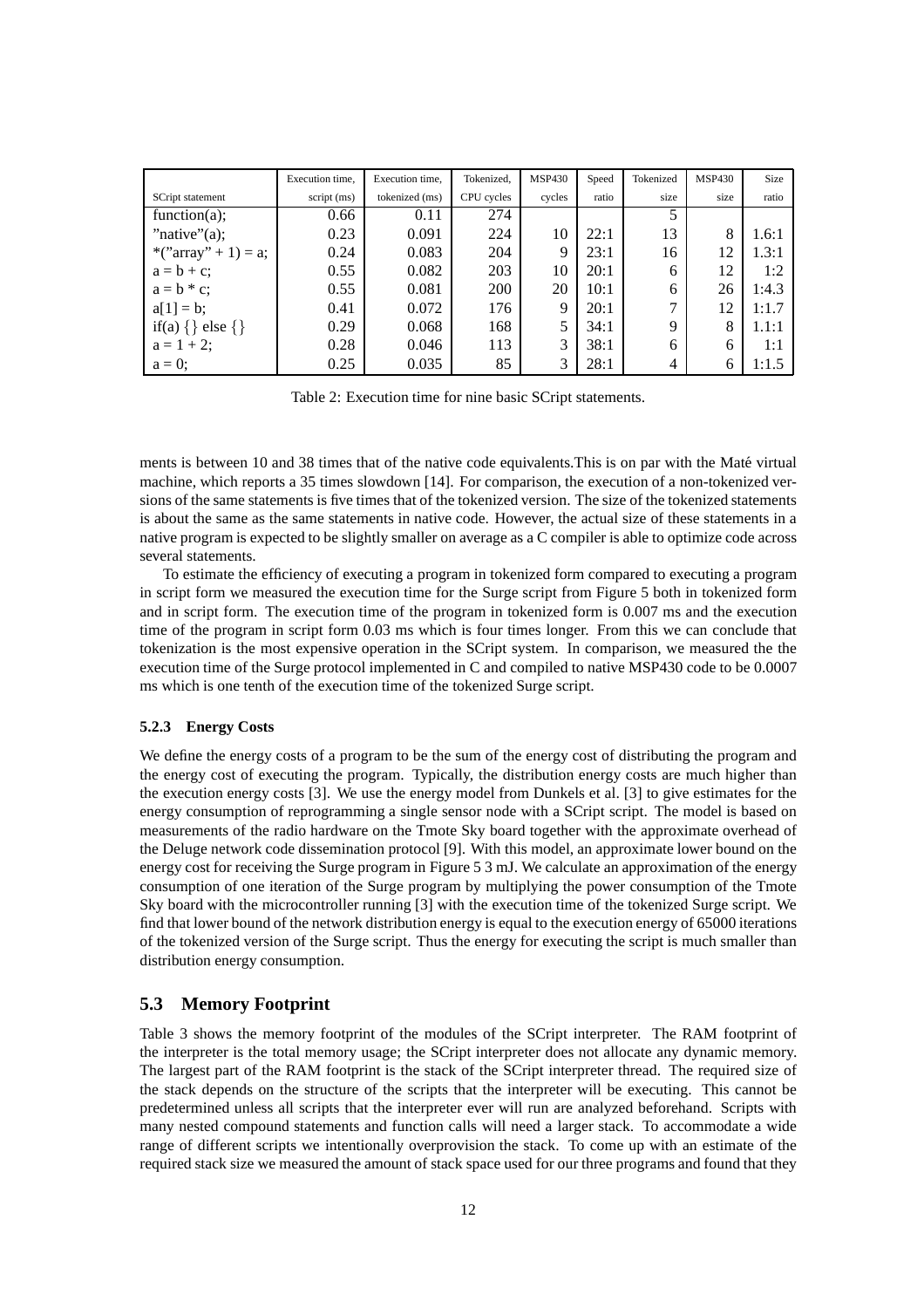| SCript statement | Execution time, script (ms) | Execution time, tokenized (ms) | Tokenized, CPU cycles | MSP430 cycles | Speed ratio | Tokenized size | MSP430 size | Size ratio |
|---|---|---|---|---|---|---|---|---|
| function(a); | 0.66 | 0.11 | 274 | | | 5 | | |
| "native"(a); | 0.23 | 0.091 | 224 | 10 | 22:1 | 13 | 8 | 1.6:1 |
| *("array" + 1) = a; | 0.24 | 0.083 | 204 | 9 | 23:1 | 16 | 12 | 1.3:1 |
| a = b + c; | 0.55 | 0.082 | 203 | 10 | 20:1 | 6 | 12 | 1:2 |
| a = b * c; | 0.55 | 0.081 | 200 | 20 | 10:1 | 6 | 26 | 1:4.3 |
| a[1] = b; | 0.41 | 0.072 | 176 | 9 | 20:1 | 7 | 12 | 1:1.7 |
| if(a) {} else {} | 0.29 | 0.068 | 168 | 5 | 34:1 | 9 | 8 | 1.1:1 |
| a = 1 + 2; | 0.28 | 0.046 | 113 | 3 | 38:1 | 6 | 6 | 1:1 |
| a = 0; | 0.25 | 0.035 | 85 | 3 | 28:1 | 4 | 6 | 1:1.5 |

Table 2: Execution time for nine basic SCript statements.

ments is between 10 and 38 times that of the native code equivalents.This is on par with the Maté virtual machine, which reports a 35 times slowdown [14]. For comparison, the execution of a non-tokenized versions of the same statements is five times that of the tokenized version. The size of the tokenized statements is about the same as the same statements in native code. However, the actual size of these statements in a native program is expected to be slightly smaller on average as a C compiler is able to optimize code across several statements.

To estimate the efficiency of executing a program in tokenized form compared to executing a program in script form we measured the execution time for the Surge script from Figure 5 both in tokenized form and in script form. The execution time of the program in tokenized form is 0.007 ms and the execution time of the program in script form 0.03 ms which is four times longer. From this we can conclude that tokenization is the most expensive operation in the SCript system. In comparison, we measured the the execution time of the Surge protocol implemented in C and compiled to native MSP430 code to be 0.0007 ms which is one tenth of the execution time of the tokenized Surge script.

#### 5.2.3 Energy Costs

We define the energy costs of a program to be the sum of the energy cost of distributing the program and the energy cost of executing the program. Typically, the distribution energy costs are much higher than the execution energy costs [3]. We use the energy model from Dunkels et al. [3] to give estimates for the energy consumption of reprogramming a single sensor node with a SCript script. The model is based on measurements of the radio hardware on the Tmote Sky board together with the approximate overhead of the Deluge network code dissemination protocol [9]. With this model, an approximate lower bound on the energy cost for receiving the Surge program in Figure 5 3 mJ. We calculate an approximation of the energy consumption of one iteration of the Surge program by multiplying the power consumption of the Tmote Sky board with the microcontroller running [3] with the execution time of the tokenized Surge script. We find that lower bound of the network distribution energy is equal to the execution energy of 65000 iterations of the tokenized version of the Surge script. Thus the energy for executing the script is much smaller than distribution energy consumption.

### 5.3 Memory Footprint

Table 3 shows the memory footprint of the modules of the SCript interpreter. The RAM footprint of the interpreter is the total memory usage; the SCript interpreter does not allocate any dynamic memory. The largest part of the RAM footprint is the stack of the SCript interpreter thread. The required size of the stack depends on the structure of the scripts that the interpreter will be executing. This cannot be predetermined unless all scripts that the interpreter ever will run are analyzed beforehand. Scripts with many nested compound statements and function calls will need a larger stack. To accommodate a wide range of different scripts we intentionally overprovision the stack. To come up with an estimate of the required stack size we measured the amount of stack space used for our three programs and found that they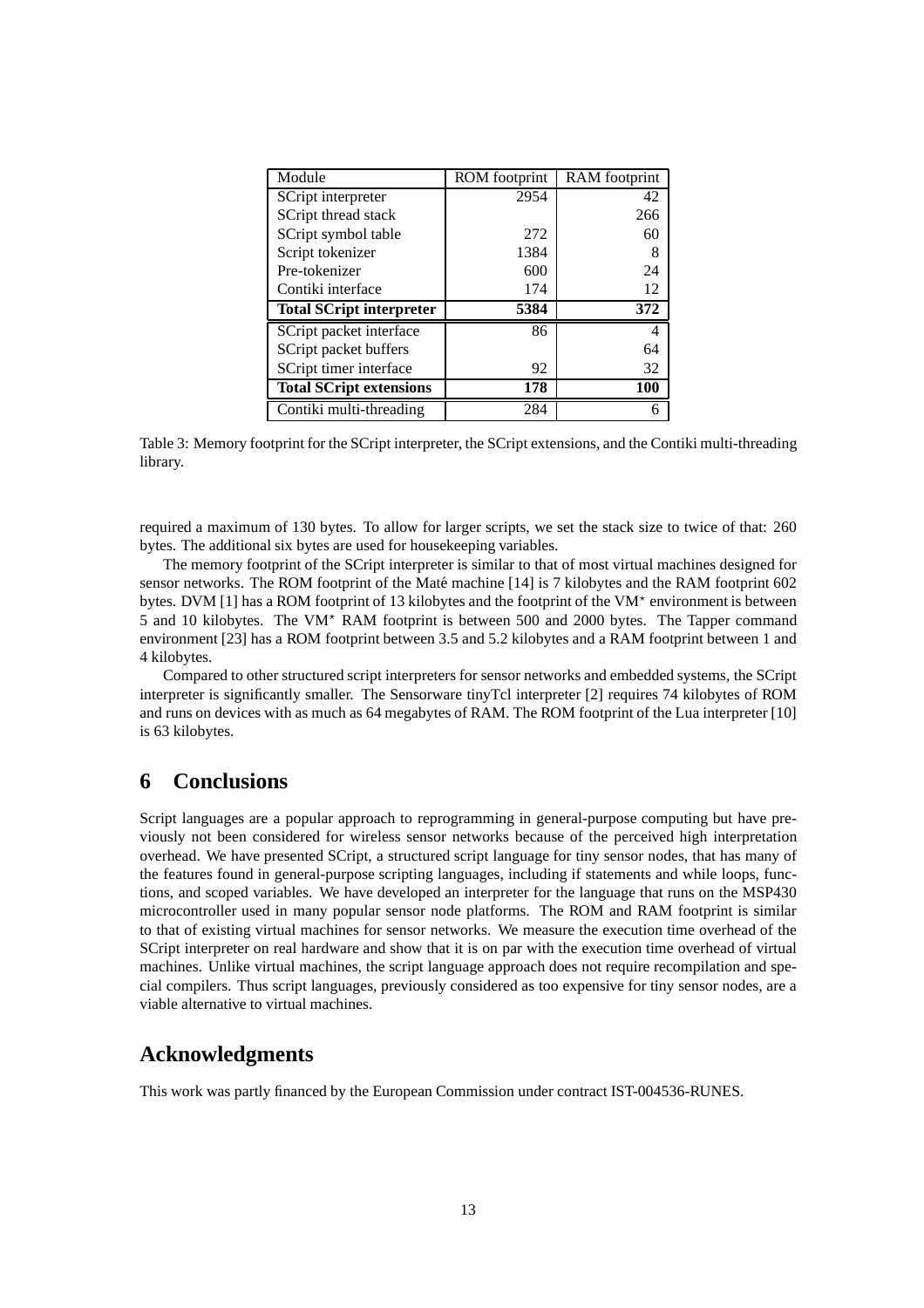| Module | ROM footprint | RAM footprint |
|---|---|---|
| SCript interpreter | 2954 | 42 |
| SCript thread stack | | 266 |
| SCript symbol table | 272 | 60 |
| Script tokenizer | 1384 | 8 |
| Pre-tokenizer | 600 | 24 |
| Contiki interface | 174 | 12 |
| **Total SCript interpreter** | **5384** | **372** |
| SCript packet interface | 86 | 4 |
| SCript packet buffers | | 64 |
| SCript timer interface | 92 | 32 |
| **Total SCript extensions** | **178** | **100** |
| Contiki multi-threading | 284 | 6 |

Table 3: Memory footprint for the SCript interpreter, the SCript extensions, and the Contiki multi-threading library.

required a maximum of 130 bytes. To allow for larger scripts, we set the stack size to twice of that: 260 bytes. The additional six bytes are used for housekeeping variables.

The memory footprint of the SCript interpreter is similar to that of most virtual machines designed for sensor networks. The ROM footprint of the Maté machine [14] is 7 kilobytes and the RAM footprint 602 bytes. DVM [1] has a ROM footprint of 13 kilobytes and the footprint of the VM* environment is between 5 and 10 kilobytes. The VM* RAM footprint is between 500 and 2000 bytes. The Tapper command environment [23] has a ROM footprint between 3.5 and 5.2 kilobytes and a RAM footprint between 1 and 4 kilobytes.

Compared to other structured script interpreters for sensor networks and embedded systems, the SCript interpreter is significantly smaller. The Sensorware tinyTcl interpreter [2] requires 74 kilobytes of ROM and runs on devices with as much as 64 megabytes of RAM. The ROM footprint of the Lua interpreter [10] is 63 kilobytes.

# 6 Conclusions

Script languages are a popular approach to reprogramming in general-purpose computing but have previously not been considered for wireless sensor networks because of the perceived high interpretation overhead. We have presented SCript, a structured script language for tiny sensor nodes, that has many of the features found in general-purpose scripting languages, including if statements and while loops, functions, and scoped variables. We have developed an interpreter for the language that runs on the MSP430 microcontroller used in many popular sensor node platforms. The ROM and RAM footprint is similar to that of existing virtual machines for sensor networks. We measure the execution time overhead of the SCript interpreter on real hardware and show that it is on par with the execution time overhead of virtual machines. Unlike virtual machines, the script language approach does not require recompilation and special compilers. Thus script languages, previously considered as too expensive for tiny sensor nodes, are a viable alternative to virtual machines.

# Acknowledgments

This work was partly financed by the European Commission under contract IST-004536-RUNES.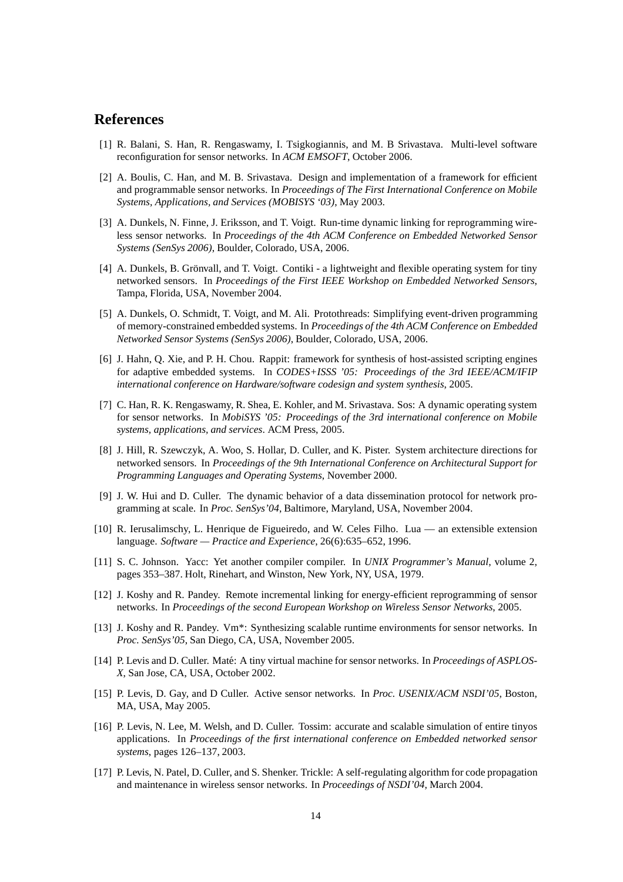## References

[1] R. Balani, S. Han, R. Rengaswamy, I. Tsigkogiannis, and M. B Srivastava. Multi-level software reconfiguration for sensor networks. In *ACM EMSOFT*, October 2006.

[2] A. Boulis, C. Han, and M. B. Srivastava. Design and implementation of a framework for efficient and programmable sensor networks. In *Proceedings of The First International Conference on Mobile Systems, Applications, and Services (MOBISYS '03)*, May 2003.

[3] A. Dunkels, N. Finne, J. Eriksson, and T. Voigt. Run-time dynamic linking for reprogramming wireless sensor networks. In *Proceedings of the 4th ACM Conference on Embedded Networked Sensor Systems (SenSys 2006)*, Boulder, Colorado, USA, 2006.

[4] A. Dunkels, B. Grönvall, and T. Voigt. Contiki - a lightweight and flexible operating system for tiny networked sensors. In *Proceedings of the First IEEE Workshop on Embedded Networked Sensors*, Tampa, Florida, USA, November 2004.

[5] A. Dunkels, O. Schmidt, T. Voigt, and M. Ali. Protothreads: Simplifying event-driven programming of memory-constrained embedded systems. In *Proceedings of the 4th ACM Conference on Embedded Networked Sensor Systems (SenSys 2006)*, Boulder, Colorado, USA, 2006.

[6] J. Hahn, Q. Xie, and P. H. Chou. Rappit: framework for synthesis of host-assisted scripting engines for adaptive embedded systems. In *CODES+ISSS '05: Proceedings of the 3rd IEEE/ACM/IFIP international conference on Hardware/software codesign and system synthesis*, 2005.

[7] C. Han, R. K. Rengaswamy, R. Shea, E. Kohler, and M. Srivastava. Sos: A dynamic operating system for sensor networks. In *MobiSYS '05: Proceedings of the 3rd international conference on Mobile systems, applications, and services*. ACM Press, 2005.

[8] J. Hill, R. Szewczyk, A. Woo, S. Hollar, D. Culler, and K. Pister. System architecture directions for networked sensors. In *Proceedings of the 9th International Conference on Architectural Support for Programming Languages and Operating Systems*, November 2000.

[9] J. W. Hui and D. Culler. The dynamic behavior of a data dissemination protocol for network programming at scale. In *Proc. SenSys'04*, Baltimore, Maryland, USA, November 2004.

[10] R. Ierusalimschy, L. Henrique de Figueiredo, and W. Celes Filho. Lua — an extensible extension language. *Software — Practice and Experience*, 26(6):635–652, 1996.

[11] S. C. Johnson. Yacc: Yet another compiler compiler. In *UNIX Programmer's Manual*, volume 2, pages 353–387. Holt, Rinehart, and Winston, New York, NY, USA, 1979.

[12] J. Koshy and R. Pandey. Remote incremental linking for energy-efficient reprogramming of sensor networks. In *Proceedings of the second European Workshop on Wireless Sensor Networks*, 2005.

[13] J. Koshy and R. Pandey. Vm*: Synthesizing scalable runtime environments for sensor networks. In *Proc. SenSys'05*, San Diego, CA, USA, November 2005.

[14] P. Levis and D. Culler. Maté: A tiny virtual machine for sensor networks. In *Proceedings of ASPLOS-X*, San Jose, CA, USA, October 2002.

[15] P. Levis, D. Gay, and D Culler. Active sensor networks. In *Proc. USENIX/ACM NSDI'05*, Boston, MA, USA, May 2005.

[16] P. Levis, N. Lee, M. Welsh, and D. Culler. Tossim: accurate and scalable simulation of entire tinyos applications. In *Proceedings of the first international conference on Embedded networked sensor systems*, pages 126–137, 2003.

[17] P. Levis, N. Patel, D. Culler, and S. Shenker. Trickle: A self-regulating algorithm for code propagation and maintenance in wireless sensor networks. In *Proceedings of NSDI'04*, March 2004.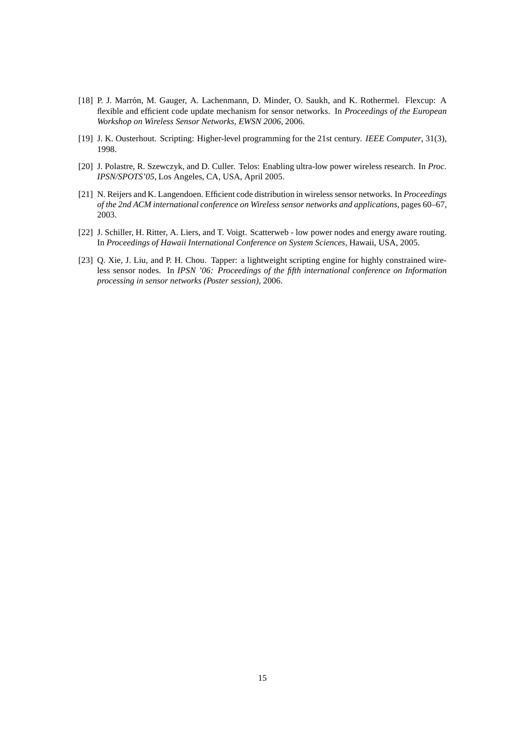[18] P. J. Marrón, M. Gauger, A. Lachenmann, D. Minder, O. Saukh, and K. Rothermel. Flexcup: A flexible and efficient code update mechanism for sensor networks. In *Proceedings of the European Workshop on Wireless Sensor Networks, EWSN 2006*, 2006.

[19] J. K. Ousterhout. Scripting: Higher-level programming for the 21st century. *IEEE Computer*, 31(3), 1998.

[20] J. Polastre, R. Szewczyk, and D. Culler. Telos: Enabling ultra-low power wireless research. In *Proc. IPSN/SPOTS'05*, Los Angeles, CA, USA, April 2005.

[21] N. Reijers and K. Langendoen. Efficient code distribution in wireless sensor networks. In *Proceedings of the 2nd ACM international conference on Wireless sensor networks and applications*, pages 60–67, 2003.

[22] J. Schiller, H. Ritter, A. Liers, and T. Voigt. Scatterweb - low power nodes and energy aware routing. In *Proceedings of Hawaii International Conference on System Sciences*, Hawaii, USA, 2005.

[23] Q. Xie, J. Liu, and P. H. Chou. Tapper: a lightweight scripting engine for highly constrained wireless sensor nodes. In *IPSN '06: Proceedings of the fifth international conference on Information processing in sensor networks (Poster session)*, 2006.